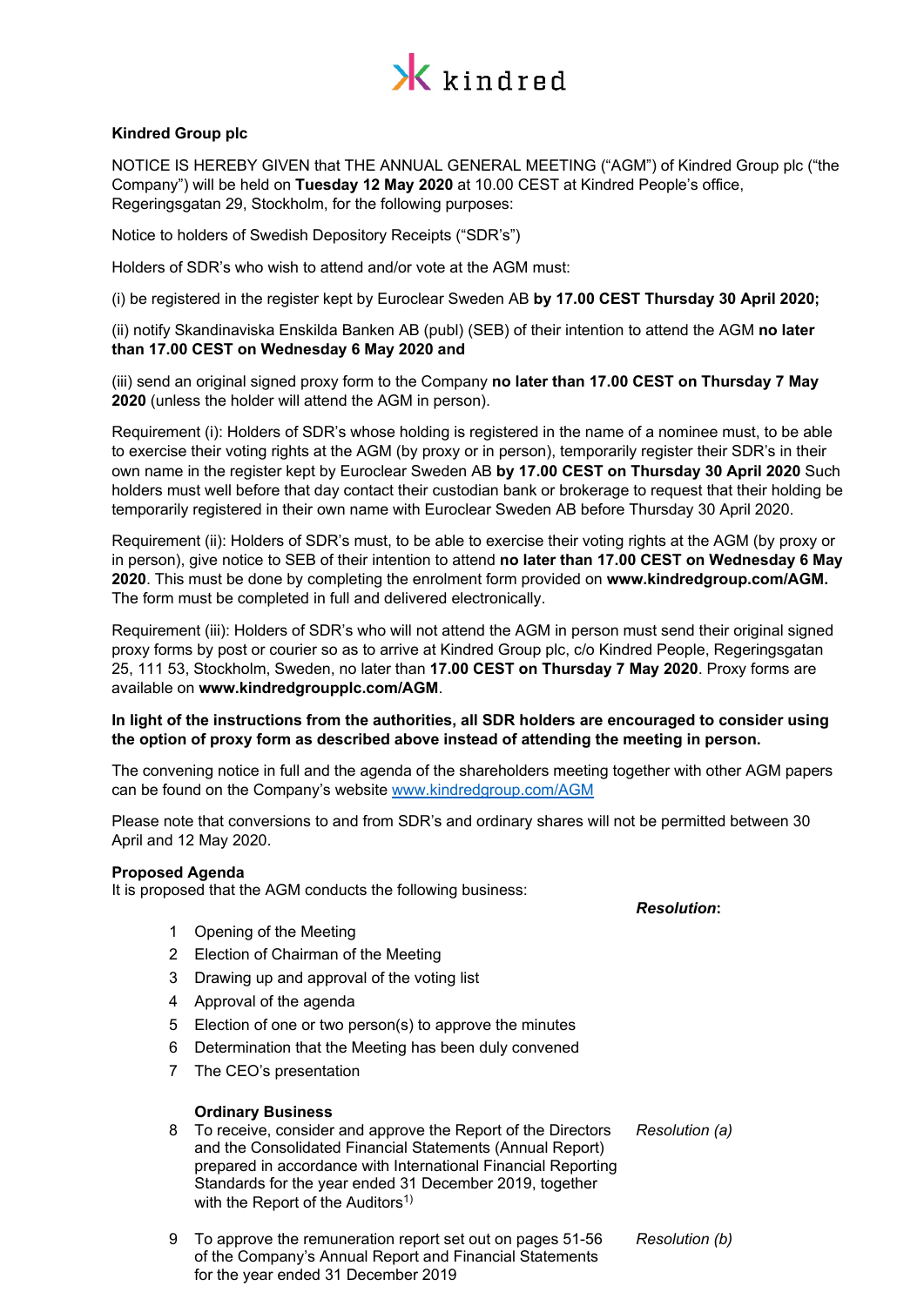kindred

**Kindred Group plc**

NOTICE IS HEREBY GIVEN that THE ANNUAL GENERAL MEETING ("AGM") of Kindred Group plc ("the Company") will be held on **Tuesday 12 May 2020** at 10.00 CEST at Kindred People's office, Regeringsgatan 29, Stockholm, for the following purposes:

Notice to holders of Swedish Depository Receipts ("SDR's")

Holders of SDR's who wish to attend and/or vote at the AGM must:

(i) be registered in the register kept by Euroclear Sweden AB **by 17.00 CEST Thursday 30 April 2020;**

(ii) notify Skandinaviska Enskilda Banken AB (publ) (SEB) of their intention to attend the AGM **no later than 17.00 CEST on Wednesday 6 May 2020 and**

(iii) send an original signed proxy form to the Company **no later than 17.00 CEST on Thursday 7 May 2020** (unless the holder will attend the AGM in person).

Requirement (i): Holders of SDR's whose holding is registered in the name of a nominee must, to be able to exercise their voting rights at the AGM (by proxy or in person), temporarily register their SDR's in their own name in the register kept by Euroclear Sweden AB **by 17.00 CEST on Thursday 30 April 2020** Such holders must well before that day contact their custodian bank or brokerage to request that their holding be temporarily registered in their own name with Euroclear Sweden AB before Thursday 30 April 2020.

Requirement (ii): Holders of SDR's must, to be able to exercise their voting rights at the AGM (by proxy or in person), give notice to SEB of their intention to attend **no later than 17.00 CEST on Wednesday 6 May 2020**. This must be done by completing the enrolment form provided on **www.kindredgroup.com/AGM.** The form must be completed in full and delivered electronically.

Requirement (iii): Holders of SDR's who will not attend the AGM in person must send their original signed proxy forms by post or courier so as to arrive at Kindred Group plc, c/o Kindred People, Regeringsgatan 25, 111 53, Stockholm, Sweden, no later than **17.00 CEST on Thursday 7 May 2020**. Proxy forms are available on **www.kindredgroupplc.com/AGM**.

**In light of the instructions from the authorities, all SDR holders are encouraged to consider using the option of proxy form as described above instead of attending the meeting in person.**

The convening notice in full and the agenda of the shareholders meeting together with other AGM papers can be found on the Company's website www.kindredgroup.com/AGM

Please note that conversions to and from SDR's and ordinary shares will not be permitted between 30 April and 12 May 2020.

**Proposed Agenda**

It is proposed that the AGM conducts the following business:

| | | ***Resolution*:** |
|---|---|---|
| 1 | Opening of the Meeting | |
| 2 | Election of Chairman of the Meeting | |
| 3 | Drawing up and approval of the voting list | |
| 4 | Approval of the agenda | |
| 5 | Election of one or two person(s) to approve the minutes | |
| 6 | Determination that the Meeting has been duly convened | |
| 7 | The CEO's presentation | |
| | **Ordinary Business** | |
| 8 | To receive, consider and approve the Report of the Directors and the Consolidated Financial Statements (Annual Report) prepared in accordance with International Financial Reporting Standards for the year ended 31 December 2019, together with the Report of the Auditors[1)] | *Resolution (a)* |
| 9 | To approve the remuneration report set out on pages 51-56 of the Company's Annual Report and Financial Statements for the year ended 31 December 2019 | *Resolution (b)* |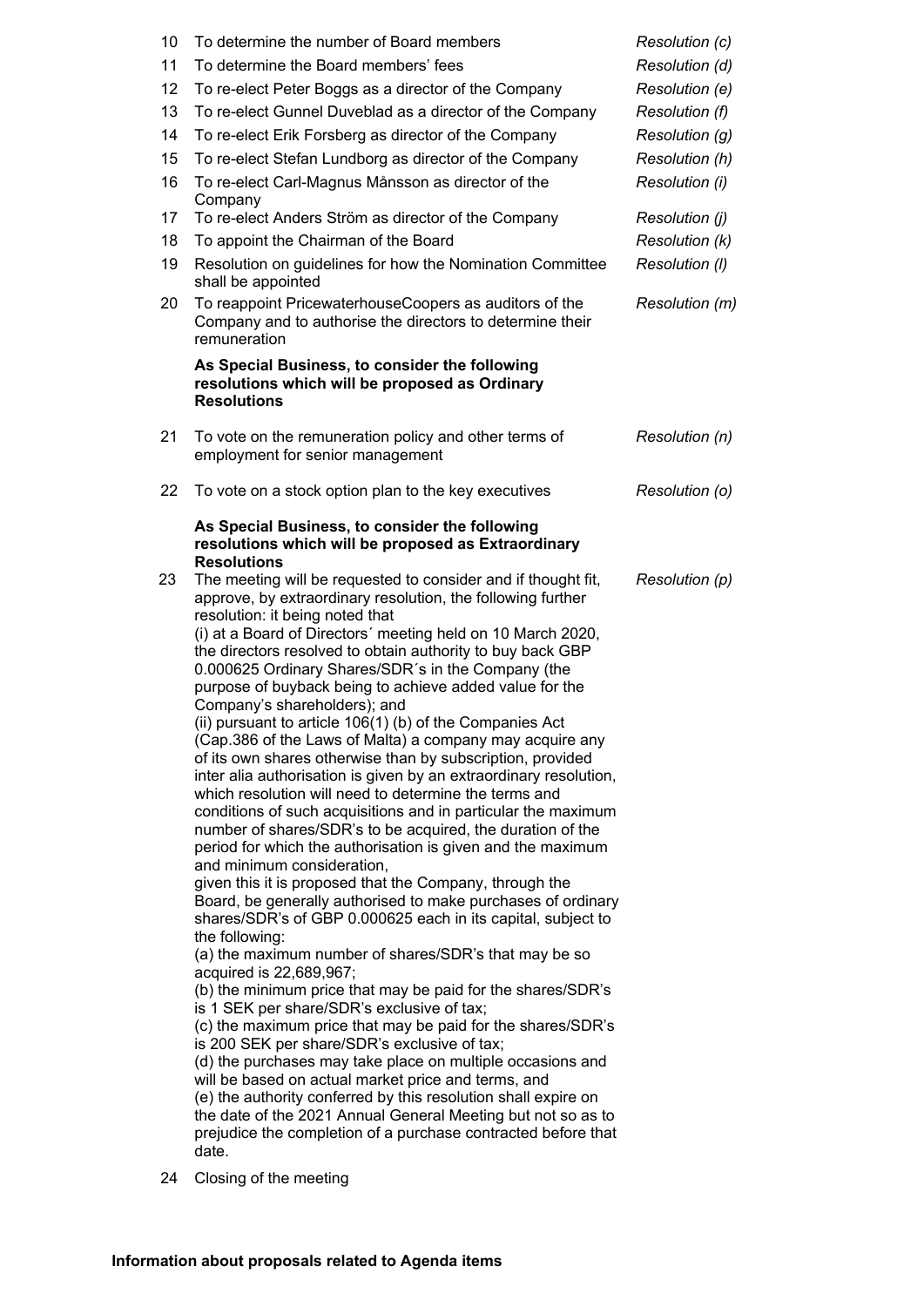| | | |
|---|---|---|
| 10 | To determine the number of Board members | *Resolution (c)* |
| 11 | To determine the Board members' fees | *Resolution (d)* |
| 12 | To re-elect Peter Boggs as a director of the Company | *Resolution (e)* |
| 13 | To re-elect Gunnel Duveblad as a director of the Company | *Resolution (f)* |
| 14 | To re-elect Erik Forsberg as director of the Company | *Resolution (g)* |
| 15 | To re-elect Stefan Lundborg as director of the Company | *Resolution (h)* |
| 16 | To re-elect Carl-Magnus Månsson as director of the Company | *Resolution (i)* |
| 17 | To re-elect Anders Ström as director of the Company | *Resolution (j)* |
| 18 | To appoint the Chairman of the Board | *Resolution (k)* |
| 19 | Resolution on guidelines for how the Nomination Committee shall be appointed | *Resolution (l)* |
| 20 | To reappoint PricewaterhouseCoopers as auditors of the Company and to authorise the directors to determine their remuneration | *Resolution (m)* |
| | **As Special Business, to consider the following resolutions which will be proposed as Ordinary Resolutions** | |
| 21 | To vote on the remuneration policy and other terms of employment for senior management | *Resolution (n)* |
| 22 | To vote on a stock option plan to the key executives | *Resolution (o)* |
| | **As Special Business, to consider the following resolutions which will be proposed as Extraordinary Resolutions** | |
| 23 | The meeting will be requested to consider and if thought fit, approve, by extraordinary resolution, the following further resolution: it being noted that<br>(i) at a Board of Directors´ meeting held on 10 March 2020, the directors resolved to obtain authority to buy back GBP 0.000625 Ordinary Shares/SDR´s in the Company (the purpose of buyback being to achieve added value for the Company's shareholders); and<br>(ii) pursuant to article 106(1) (b) of the Companies Act (Cap.386 of the Laws of Malta) a company may acquire any of its own shares otherwise than by subscription, provided inter alia authorisation is given by an extraordinary resolution, which resolution will need to determine the terms and conditions of such acquisitions and in particular the maximum number of shares/SDR's to be acquired, the duration of the period for which the authorisation is given and the maximum and minimum consideration,<br>given this it is proposed that the Company, through the Board, be generally authorised to make purchases of ordinary shares/SDR's of GBP 0.000625 each in its capital, subject to the following:<br>(a) the maximum number of shares/SDR's that may be so acquired is 22,689,967;<br>(b) the minimum price that may be paid for the shares/SDR's is 1 SEK per share/SDR's exclusive of tax;<br>(c) the maximum price that may be paid for the shares/SDR's is 200 SEK per share/SDR's exclusive of tax;<br>(d) the purchases may take place on multiple occasions and will be based on actual market price and terms, and<br>(e) the authority conferred by this resolution shall expire on the date of the 2021 Annual General Meeting but not so as to prejudice the completion of a purchase contracted before that date. | *Resolution (p)* |
| 24 | Closing of the meeting | |

**Information about proposals related to Agenda items**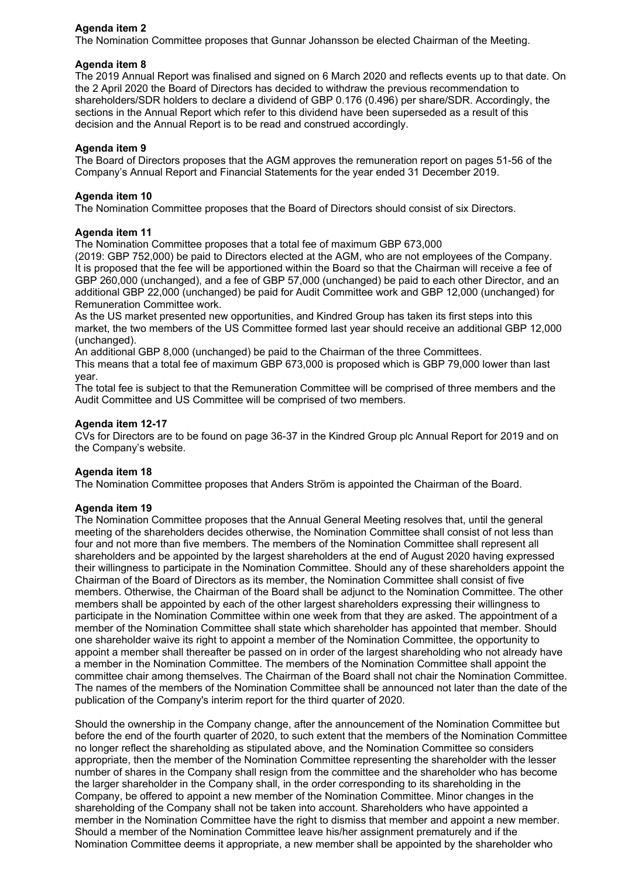**Agenda item 2**

The Nomination Committee proposes that Gunnar Johansson be elected Chairman of the Meeting.

**Agenda item 8**

The 2019 Annual Report was finalised and signed on 6 March 2020 and reflects events up to that date. On the 2 April 2020 the Board of Directors has decided to withdraw the previous recommendation to shareholders/SDR holders to declare a dividend of GBP 0.176 (0.496) per share/SDR. Accordingly, the sections in the Annual Report which refer to this dividend have been superseded as a result of this decision and the Annual Report is to be read and construed accordingly.

**Agenda item 9**

The Board of Directors proposes that the AGM approves the remuneration report on pages 51-56 of the Company's Annual Report and Financial Statements for the year ended 31 December 2019.

**Agenda item 10**

The Nomination Committee proposes that the Board of Directors should consist of six Directors.

**Agenda item 11**

The Nomination Committee proposes that a total fee of maximum GBP 673,000 (2019: GBP 752,000) be paid to Directors elected at the AGM, who are not employees of the Company. It is proposed that the fee will be apportioned within the Board so that the Chairman will receive a fee of GBP 260,000 (unchanged), and a fee of GBP 57,000 (unchanged) be paid to each other Director, and an additional GBP 22,000 (unchanged) be paid for Audit Committee work and GBP 12,000 (unchanged) for Remuneration Committee work.

As the US market presented new opportunities, and Kindred Group has taken its first steps into this market, the two members of the US Committee formed last year should receive an additional GBP 12,000 (unchanged).

An additional GBP 8,000 (unchanged) be paid to the Chairman of the three Committees.

This means that a total fee of maximum GBP 673,000 is proposed which is GBP 79,000 lower than last year.

The total fee is subject to that the Remuneration Committee will be comprised of three members and the Audit Committee and US Committee will be comprised of two members.

**Agenda item 12-17**

CVs for Directors are to be found on page 36-37 in the Kindred Group plc Annual Report for 2019 and on the Company's website.

**Agenda item 18**

The Nomination Committee proposes that Anders Ström is appointed the Chairman of the Board.

**Agenda item 19**

The Nomination Committee proposes that the Annual General Meeting resolves that, until the general meeting of the shareholders decides otherwise, the Nomination Committee shall consist of not less than four and not more than five members. The members of the Nomination Committee shall represent all shareholders and be appointed by the largest shareholders at the end of August 2020 having expressed their willingness to participate in the Nomination Committee. Should any of these shareholders appoint the Chairman of the Board of Directors as its member, the Nomination Committee shall consist of five members. Otherwise, the Chairman of the Board shall be adjunct to the Nomination Committee. The other members shall be appointed by each of the other largest shareholders expressing their willingness to participate in the Nomination Committee within one week from that they are asked. The appointment of a member of the Nomination Committee shall state which shareholder has appointed that member. Should one shareholder waive its right to appoint a member of the Nomination Committee, the opportunity to appoint a member shall thereafter be passed on in order of the largest shareholding who not already have a member in the Nomination Committee. The members of the Nomination Committee shall appoint the committee chair among themselves. The Chairman of the Board shall not chair the Nomination Committee. The names of the members of the Nomination Committee shall be announced not later than the date of the publication of the Company's interim report for the third quarter of 2020.

Should the ownership in the Company change, after the announcement of the Nomination Committee but before the end of the fourth quarter of 2020, to such extent that the members of the Nomination Committee no longer reflect the shareholding as stipulated above, and the Nomination Committee so considers appropriate, then the member of the Nomination Committee representing the shareholder with the lesser number of shares in the Company shall resign from the committee and the shareholder who has become the larger shareholder in the Company shall, in the order corresponding to its shareholding in the Company, be offered to appoint a new member of the Nomination Committee. Minor changes in the shareholding of the Company shall not be taken into account. Shareholders who have appointed a member in the Nomination Committee have the right to dismiss that member and appoint a new member. Should a member of the Nomination Committee leave his/her assignment prematurely and if the Nomination Committee deems it appropriate, a new member shall be appointed by the shareholder who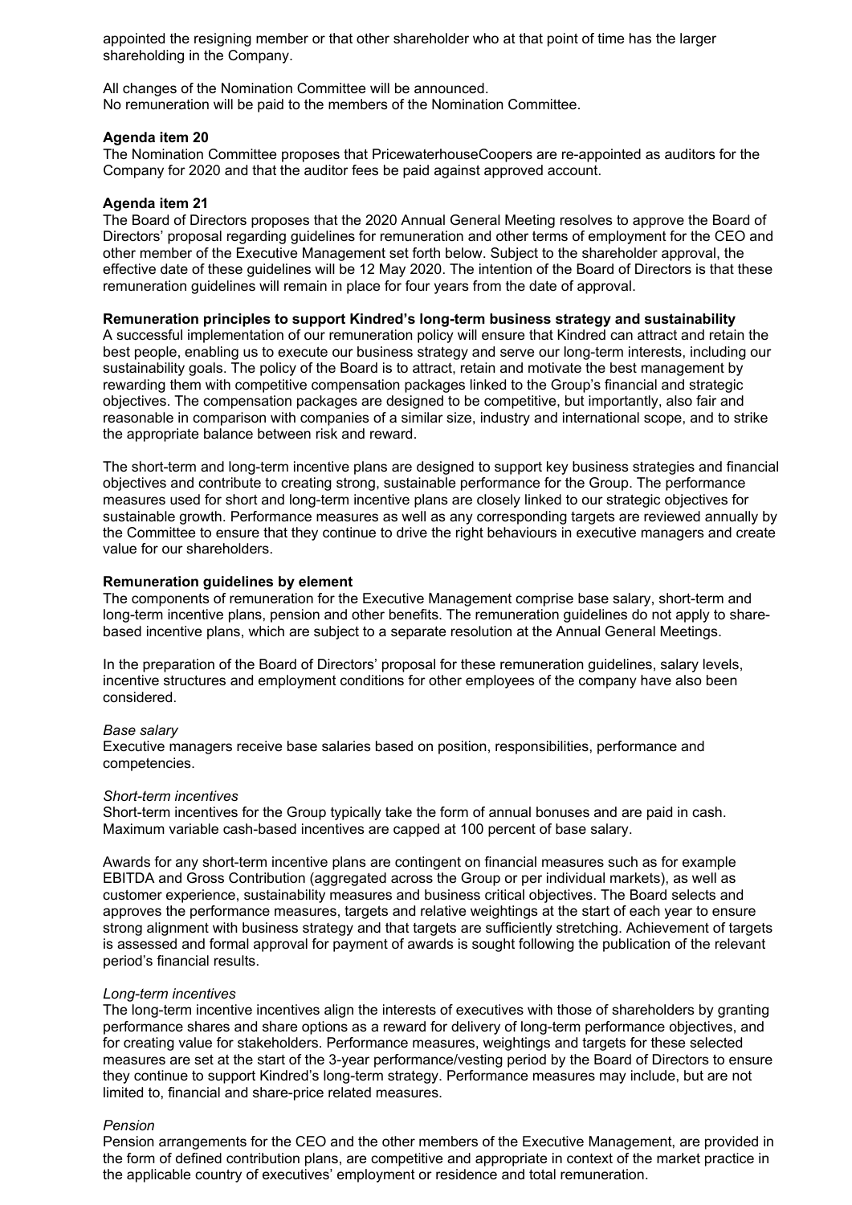appointed the resigning member or that other shareholder who at that point of time has the larger shareholding in the Company.

All changes of the Nomination Committee will be announced.
No remuneration will be paid to the members of the Nomination Committee.

**Agenda item 20**
The Nomination Committee proposes that PricewaterhouseCoopers are re-appointed as auditors for the Company for 2020 and that the auditor fees be paid against approved account.

**Agenda item 21**
The Board of Directors proposes that the 2020 Annual General Meeting resolves to approve the Board of Directors' proposal regarding guidelines for remuneration and other terms of employment for the CEO and other member of the Executive Management set forth below. Subject to the shareholder approval, the effective date of these guidelines will be 12 May 2020. The intention of the Board of Directors is that these remuneration guidelines will remain in place for four years from the date of approval.

**Remuneration principles to support Kindred's long-term business strategy and sustainability**
A successful implementation of our remuneration policy will ensure that Kindred can attract and retain the best people, enabling us to execute our business strategy and serve our long-term interests, including our sustainability goals. The policy of the Board is to attract, retain and motivate the best management by rewarding them with competitive compensation packages linked to the Group's financial and strategic objectives. The compensation packages are designed to be competitive, but importantly, also fair and reasonable in comparison with companies of a similar size, industry and international scope, and to strike the appropriate balance between risk and reward.

The short-term and long-term incentive plans are designed to support key business strategies and financial objectives and contribute to creating strong, sustainable performance for the Group. The performance measures used for short and long-term incentive plans are closely linked to our strategic objectives for sustainable growth. Performance measures as well as any corresponding targets are reviewed annually by the Committee to ensure that they continue to drive the right behaviours in executive managers and create value for our shareholders.

**Remuneration guidelines by element**
The components of remuneration for the Executive Management comprise base salary, short-term and long-term incentive plans, pension and other benefits. The remuneration guidelines do not apply to share-based incentive plans, which are subject to a separate resolution at the Annual General Meetings.

In the preparation of the Board of Directors' proposal for these remuneration guidelines, salary levels, incentive structures and employment conditions for other employees of the company have also been considered.

*Base salary*
Executive managers receive base salaries based on position, responsibilities, performance and competencies.

*Short-term incentives*
Short-term incentives for the Group typically take the form of annual bonuses and are paid in cash. Maximum variable cash-based incentives are capped at 100 percent of base salary.

Awards for any short-term incentive plans are contingent on financial measures such as for example EBITDA and Gross Contribution (aggregated across the Group or per individual markets), as well as customer experience, sustainability measures and business critical objectives. The Board selects and approves the performance measures, targets and relative weightings at the start of each year to ensure strong alignment with business strategy and that targets are sufficiently stretching. Achievement of targets is assessed and formal approval for payment of awards is sought following the publication of the relevant period's financial results.

*Long-term incentives*
The long-term incentive incentives align the interests of executives with those of shareholders by granting performance shares and share options as a reward for delivery of long-term performance objectives, and for creating value for stakeholders. Performance measures, weightings and targets for these selected measures are set at the start of the 3-year performance/vesting period by the Board of Directors to ensure they continue to support Kindred's long-term strategy. Performance measures may include, but are not limited to, financial and share-price related measures.

*Pension*
Pension arrangements for the CEO and the other members of the Executive Management, are provided in the form of defined contribution plans, are competitive and appropriate in context of the market practice in the applicable country of executives' employment or residence and total remuneration.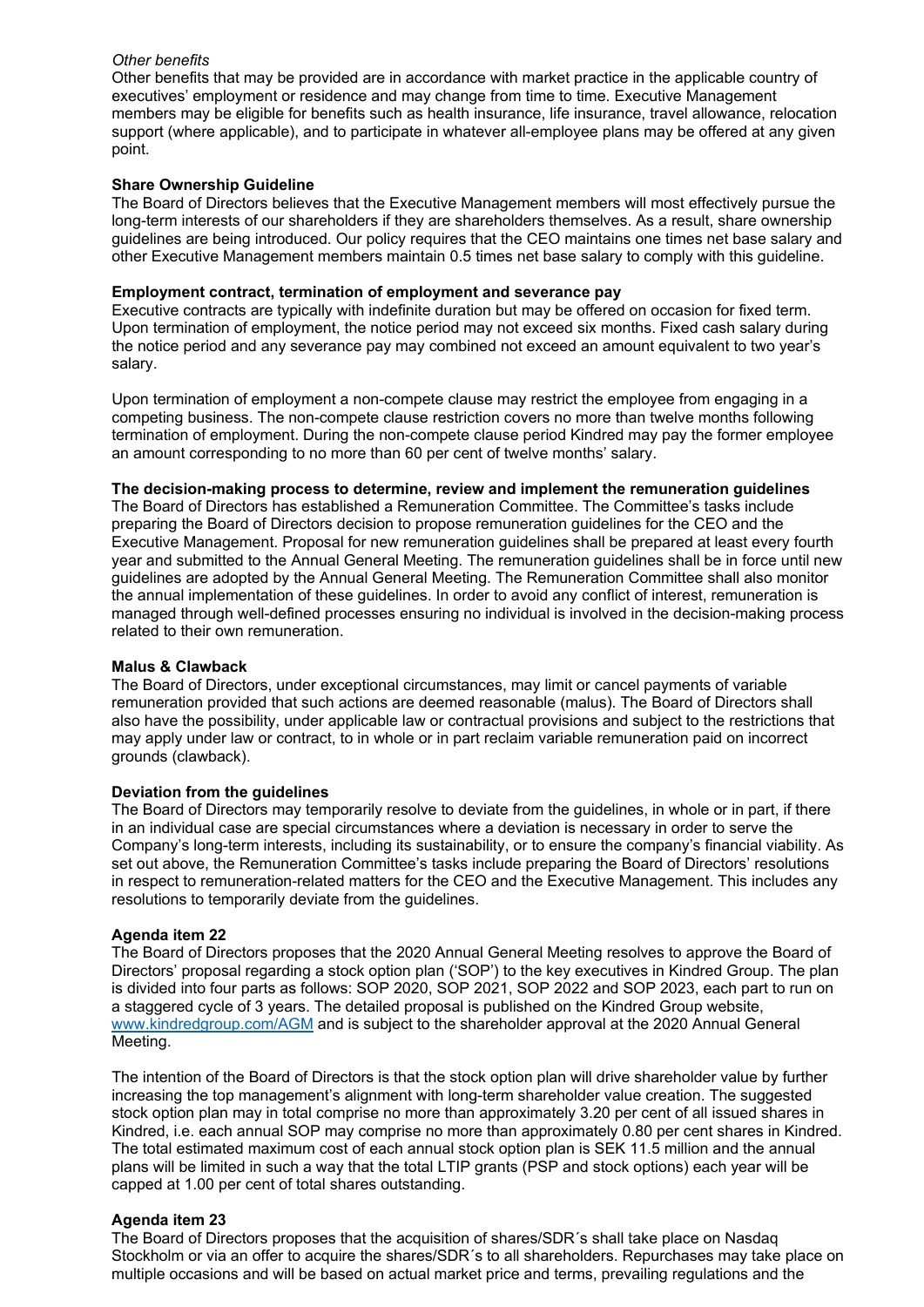*Other benefits*
Other benefits that may be provided are in accordance with market practice in the applicable country of executives' employment or residence and may change from time to time. Executive Management members may be eligible for benefits such as health insurance, life insurance, travel allowance, relocation support (where applicable), and to participate in whatever all-employee plans may be offered at any given point.

**Share Ownership Guideline**
The Board of Directors believes that the Executive Management members will most effectively pursue the long-term interests of our shareholders if they are shareholders themselves. As a result, share ownership guidelines are being introduced. Our policy requires that the CEO maintains one times net base salary and other Executive Management members maintain 0.5 times net base salary to comply with this guideline.

**Employment contract, termination of employment and severance pay**
Executive contracts are typically with indefinite duration but may be offered on occasion for fixed term. Upon termination of employment, the notice period may not exceed six months. Fixed cash salary during the notice period and any severance pay may combined not exceed an amount equivalent to two year's salary.

Upon termination of employment a non-compete clause may restrict the employee from engaging in a competing business. The non-compete clause restriction covers no more than twelve months following termination of employment. During the non-compete clause period Kindred may pay the former employee an amount corresponding to no more than 60 per cent of twelve months' salary.

**The decision-making process to determine, review and implement the remuneration guidelines**
The Board of Directors has established a Remuneration Committee. The Committee's tasks include preparing the Board of Directors decision to propose remuneration guidelines for the CEO and the Executive Management. Proposal for new remuneration guidelines shall be prepared at least every fourth year and submitted to the Annual General Meeting. The remuneration guidelines shall be in force until new guidelines are adopted by the Annual General Meeting. The Remuneration Committee shall also monitor the annual implementation of these guidelines. In order to avoid any conflict of interest, remuneration is managed through well-defined processes ensuring no individual is involved in the decision-making process related to their own remuneration.

**Malus & Clawback**
The Board of Directors, under exceptional circumstances, may limit or cancel payments of variable remuneration provided that such actions are deemed reasonable (malus). The Board of Directors shall also have the possibility, under applicable law or contractual provisions and subject to the restrictions that may apply under law or contract, to in whole or in part reclaim variable remuneration paid on incorrect grounds (clawback).

**Deviation from the guidelines**
The Board of Directors may temporarily resolve to deviate from the guidelines, in whole or in part, if there in an individual case are special circumstances where a deviation is necessary in order to serve the Company's long-term interests, including its sustainability, or to ensure the company's financial viability. As set out above, the Remuneration Committee's tasks include preparing the Board of Directors' resolutions in respect to remuneration-related matters for the CEO and the Executive Management. This includes any resolutions to temporarily deviate from the guidelines.

**Agenda item 22**
The Board of Directors proposes that the 2020 Annual General Meeting resolves to approve the Board of Directors' proposal regarding a stock option plan ('SOP') to the key executives in Kindred Group. The plan is divided into four parts as follows: SOP 2020, SOP 2021, SOP 2022 and SOP 2023, each part to run on a staggered cycle of 3 years. The detailed proposal is published on the Kindred Group website, www.kindredgroup.com/AGM and is subject to the shareholder approval at the 2020 Annual General Meeting.

The intention of the Board of Directors is that the stock option plan will drive shareholder value by further increasing the top management's alignment with long-term shareholder value creation. The suggested stock option plan may in total comprise no more than approximately 3.20 per cent of all issued shares in Kindred, i.e. each annual SOP may comprise no more than approximately 0.80 per cent shares in Kindred. The total estimated maximum cost of each annual stock option plan is SEK 11.5 million and the annual plans will be limited in such a way that the total LTIP grants (PSP and stock options) each year will be capped at 1.00 per cent of total shares outstanding.

**Agenda item 23**
The Board of Directors proposes that the acquisition of shares/SDR´s shall take place on Nasdaq Stockholm or via an offer to acquire the shares/SDR´s to all shareholders. Repurchases may take place on multiple occasions and will be based on actual market price and terms, prevailing regulations and the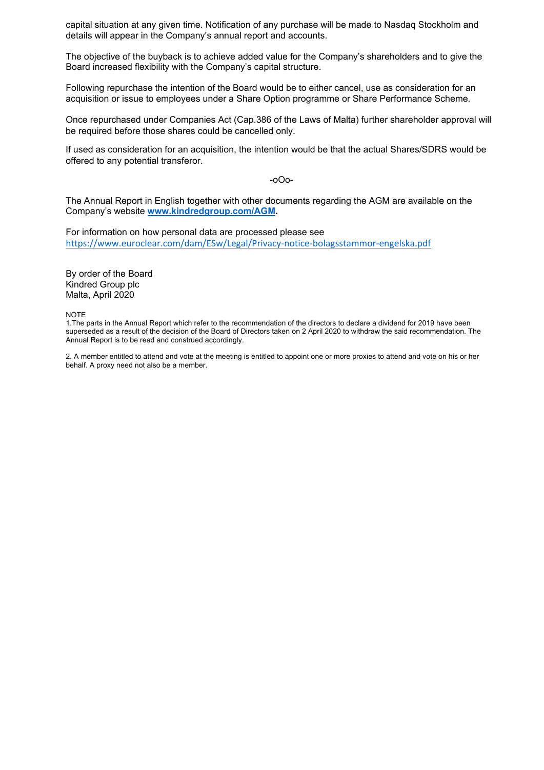capital situation at any given time. Notification of any purchase will be made to Nasdaq Stockholm and details will appear in the Company's annual report and accounts.

The objective of the buyback is to achieve added value for the Company's shareholders and to give the Board increased flexibility with the Company's capital structure.

Following repurchase the intention of the Board would be to either cancel, use as consideration for an acquisition or issue to employees under a Share Option programme or Share Performance Scheme.

Once repurchased under Companies Act (Cap.386 of the Laws of Malta) further shareholder approval will be required before those shares could be cancelled only.

If used as consideration for an acquisition, the intention would be that the actual Shares/SDRS would be offered to any potential transferor.

-oOo-

The Annual Report in English together with other documents regarding the AGM are available on the Company's website **[www.kindredgroup.com/AGM](http://www.kindredgroup.com/AGM).**

For information on how personal data are processed please see
https://www.euroclear.com/dam/ESw/Legal/Privacy-notice-bolagsstammor-engelska.pdf

By order of the Board
Kindred Group plc
Malta, April 2020

NOTE

1.The parts in the Annual Report which refer to the recommendation of the directors to declare a dividend for 2019 have been superseded as a result of the decision of the Board of Directors taken on 2 April 2020 to withdraw the said recommendation. The Annual Report is to be read and construed accordingly.

2. A member entitled to attend and vote at the meeting is entitled to appoint one or more proxies to attend and vote on his or her behalf. A proxy need not also be a member.